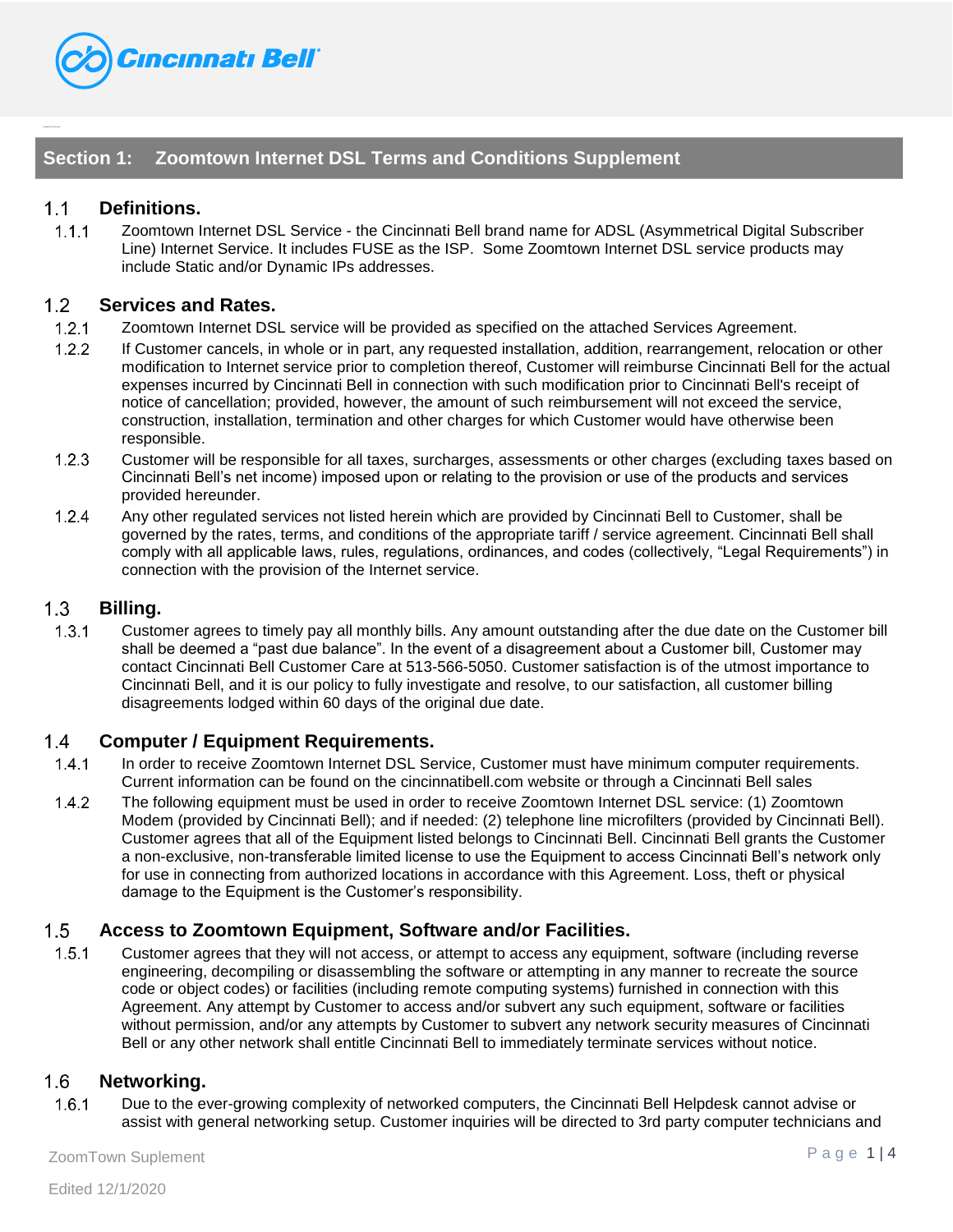## Section 1: Zoomtown Internet DSL Terms and Conditions Supplement

### 1.1 Definitions.

1.1.1 Zoomtown Internet DSL Service - the Cincinnati Bell brand name for ADSL (Asymmetrical Digital Subscriber Line) Internet Service. It includes FUSE as the ISP. Some Zoomtown Internet DSL service products may include Static and/or Dynamic IPs addresses.

### 1.2 Services and Rates.

1.2.1 Zoomtown Internet DSL service will be provided as specified on the attached Services Agreement.

1.2.2 If Customer cancels, in whole or in part, any requested installation, addition, rearrangement, relocation or other modification to Internet service prior to completion thereof, Customer will reimburse Cincinnati Bell for the actual expenses incurred by Cincinnati Bell in connection with such modification prior to Cincinnati Bell's receipt of notice of cancellation; provided, however, the amount of such reimbursement will not exceed the service, construction, installation, termination and other charges for which Customer would have otherwise been responsible.

1.2.3 Customer will be responsible for all taxes, surcharges, assessments or other charges (excluding taxes based on Cincinnati Bell's net income) imposed upon or relating to the provision or use of the products and services provided hereunder.

1.2.4 Any other regulated services not listed herein which are provided by Cincinnati Bell to Customer, shall be governed by the rates, terms, and conditions of the appropriate tariff / service agreement. Cincinnati Bell shall comply with all applicable laws, rules, regulations, ordinances, and codes (collectively, "Legal Requirements") in connection with the provision of the Internet service.

### 1.3 Billing.

1.3.1 Customer agrees to timely pay all monthly bills. Any amount outstanding after the due date on the Customer bill shall be deemed a "past due balance". In the event of a disagreement about a Customer bill, Customer may contact Cincinnati Bell Customer Care at 513-566-5050. Customer satisfaction is of the utmost importance to Cincinnati Bell, and it is our policy to fully investigate and resolve, to our satisfaction, all customer billing disagreements lodged within 60 days of the original due date.

### 1.4 Computer / Equipment Requirements.

1.4.1 In order to receive Zoomtown Internet DSL Service, Customer must have minimum computer requirements. Current information can be found on the cincinnatibell.com website or through a Cincinnati Bell sales

1.4.2 The following equipment must be used in order to receive Zoomtown Internet DSL service: (1) Zoomtown Modem (provided by Cincinnati Bell); and if needed: (2) telephone line microfilters (provided by Cincinnati Bell). Customer agrees that all of the Equipment listed belongs to Cincinnati Bell. Cincinnati Bell grants the Customer a non-exclusive, non-transferable limited license to use the Equipment to access Cincinnati Bell's network only for use in connecting from authorized locations in accordance with this Agreement. Loss, theft or physical damage to the Equipment is the Customer's responsibility.

### 1.5 Access to Zoomtown Equipment, Software and/or Facilities.

1.5.1 Customer agrees that they will not access, or attempt to access any equipment, software (including reverse engineering, decompiling or disassembling the software or attempting in any manner to recreate the source code or object codes) or facilities (including remote computing systems) furnished in connection with this Agreement. Any attempt by Customer to access and/or subvert any such equipment, software or facilities without permission, and/or any attempts by Customer to subvert any network security measures of Cincinnati Bell or any other network shall entitle Cincinnati Bell to immediately terminate services without notice.

### 1.6 Networking.

1.6.1 Due to the ever-growing complexity of networked computers, the Cincinnati Bell Helpdesk cannot advise or assist with general networking setup. Customer inquiries will be directed to 3rd party computer technicians and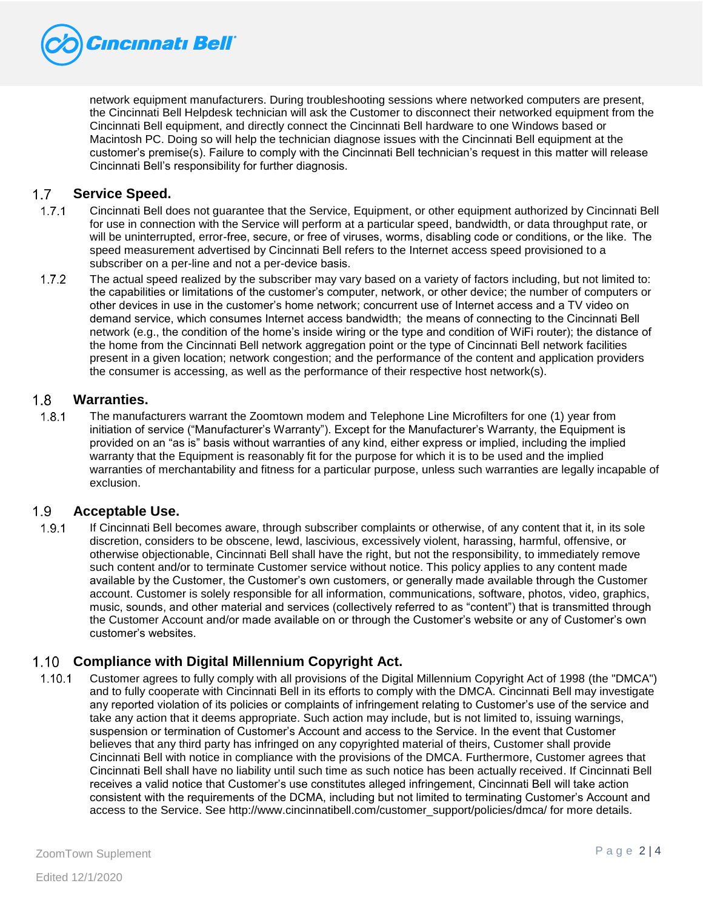network equipment manufacturers. During troubleshooting sessions where networked computers are present, the Cincinnati Bell Helpdesk technician will ask the Customer to disconnect their networked equipment from the Cincinnati Bell equipment, and directly connect the Cincinnati Bell hardware to one Windows based or Macintosh PC. Doing so will help the technician diagnose issues with the Cincinnati Bell equipment at the customer's premise(s). Failure to comply with the Cincinnati Bell technician's request in this matter will release Cincinnati Bell's responsibility for further diagnosis.

## 1.7 Service Speed.

1.7.1 Cincinnati Bell does not guarantee that the Service, Equipment, or other equipment authorized by Cincinnati Bell for use in connection with the Service will perform at a particular speed, bandwidth, or data throughput rate, or will be uninterrupted, error-free, secure, or free of viruses, worms, disabling code or conditions, or the like. The speed measurement advertised by Cincinnati Bell refers to the Internet access speed provisioned to a subscriber on a per-line and not a per-device basis.

1.7.2 The actual speed realized by the subscriber may vary based on a variety of factors including, but not limited to: the capabilities or limitations of the customer's computer, network, or other device; the number of computers or other devices in use in the customer's home network; concurrent use of Internet access and a TV video on demand service, which consumes Internet access bandwidth; the means of connecting to the Cincinnati Bell network (e.g., the condition of the home's inside wiring or the type and condition of WiFi router); the distance of the home from the Cincinnati Bell network aggregation point or the type of Cincinnati Bell network facilities present in a given location; network congestion; and the performance of the content and application providers the consumer is accessing, as well as the performance of their respective host network(s).

## 1.8 Warranties.

1.8.1 The manufacturers warrant the Zoomtown modem and Telephone Line Microfilters for one (1) year from initiation of service ("Manufacturer's Warranty"). Except for the Manufacturer's Warranty, the Equipment is provided on an "as is" basis without warranties of any kind, either express or implied, including the implied warranty that the Equipment is reasonably fit for the purpose for which it is to be used and the implied warranties of merchantability and fitness for a particular purpose, unless such warranties are legally incapable of exclusion.

## 1.9 Acceptable Use.

1.9.1 If Cincinnati Bell becomes aware, through subscriber complaints or otherwise, of any content that it, in its sole discretion, considers to be obscene, lewd, lascivious, excessively violent, harassing, harmful, offensive, or otherwise objectionable, Cincinnati Bell shall have the right, but not the responsibility, to immediately remove such content and/or to terminate Customer service without notice. This policy applies to any content made available by the Customer, the Customer's own customers, or generally made available through the Customer account. Customer is solely responsible for all information, communications, software, photos, video, graphics, music, sounds, and other material and services (collectively referred to as "content") that is transmitted through the Customer Account and/or made available on or through the Customer's website or any of Customer's own customer's websites.

## 1.10 Compliance with Digital Millennium Copyright Act.

1.10.1 Customer agrees to fully comply with all provisions of the Digital Millennium Copyright Act of 1998 (the "DMCA") and to fully cooperate with Cincinnati Bell in its efforts to comply with the DMCA. Cincinnati Bell may investigate any reported violation of its policies or complaints of infringement relating to Customer's use of the service and take any action that it deems appropriate. Such action may include, but is not limited to, issuing warnings, suspension or termination of Customer's Account and access to the Service. In the event that Customer believes that any third party has infringed on any copyrighted material of theirs, Customer shall provide Cincinnati Bell with notice in compliance with the provisions of the DMCA. Furthermore, Customer agrees that Cincinnati Bell shall have no liability until such time as such notice has been actually received. If Cincinnati Bell receives a valid notice that Customer's use constitutes alleged infringement, Cincinnati Bell will take action consistent with the requirements of the DCMA, including but not limited to terminating Customer's Account and access to the Service. See http://www.cincinnatibell.com/customer_support/policies/dmca/ for more details.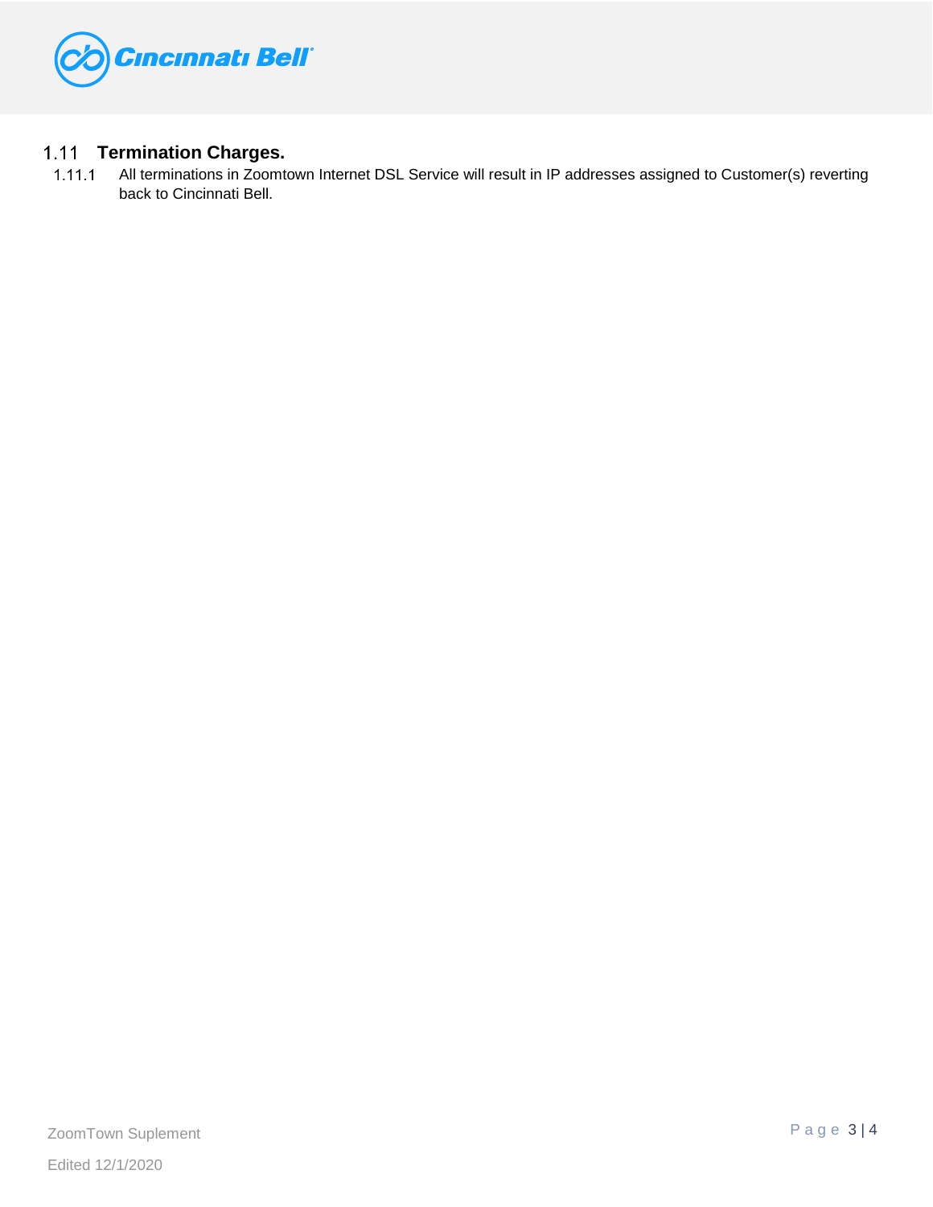## 1.11 Termination Charges.

1.11.1 All terminations in Zoomtown Internet DSL Service will result in IP addresses assigned to Customer(s) reverting back to Cincinnati Bell.